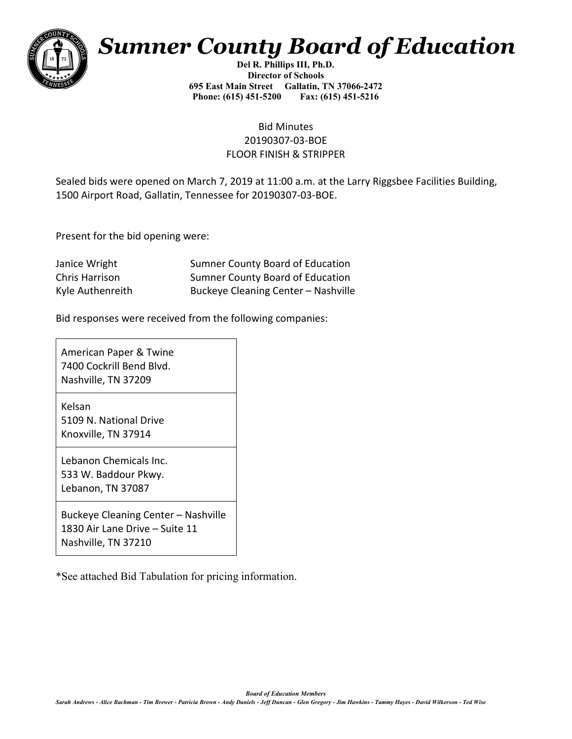# Sumner County Board of Education

**Del R. Phillips III, Ph.D.**
**Director of Schools**
**695 East Main Street Gallatin, TN 37066-2472**
**Phone: (615) 451-5200 Fax: (615) 451-5216**

Bid Minutes
20190307-03-BOE
FLOOR FINISH & STRIPPER

Sealed bids were opened on March 7, 2019 at 11:00 a.m. at the Larry Riggsbee Facilities Building, 1500 Airport Road, Gallatin, Tennessee for 20190307-03-BOE.

Present for the bid opening were:

| | |
|---|---|
| Janice Wright | Sumner County Board of Education |
| Chris Harrison | Sumner County Board of Education |
| Kyle Authenreith | Buckeye Cleaning Center – Nashville |

Bid responses were received from the following companies:

| |
|---|
| American Paper & Twine<br>7400 Cockrill Bend Blvd.<br>Nashville, TN 37209 |
| Kelsan<br>5109 N. National Drive<br>Knoxville, TN 37914 |
| Lebanon Chemicals Inc.<br>533 W. Baddour Pkwy.<br>Lebanon, TN 37087 |
| Buckeye Cleaning Center – Nashville<br>1830 Air Lane Drive – Suite 11<br>Nashville, TN 37210 |

*See attached Bid Tabulation for pricing information.

***Board of Education Members***
***Sarah Andrews - Alice Bachman - Tim Brewer - Patricia Brown - Andy Daniels - Jeff Duncan - Glen Gregory - Jim Hawkins - Tammy Hayes - David Wilkerson - Ted Wise***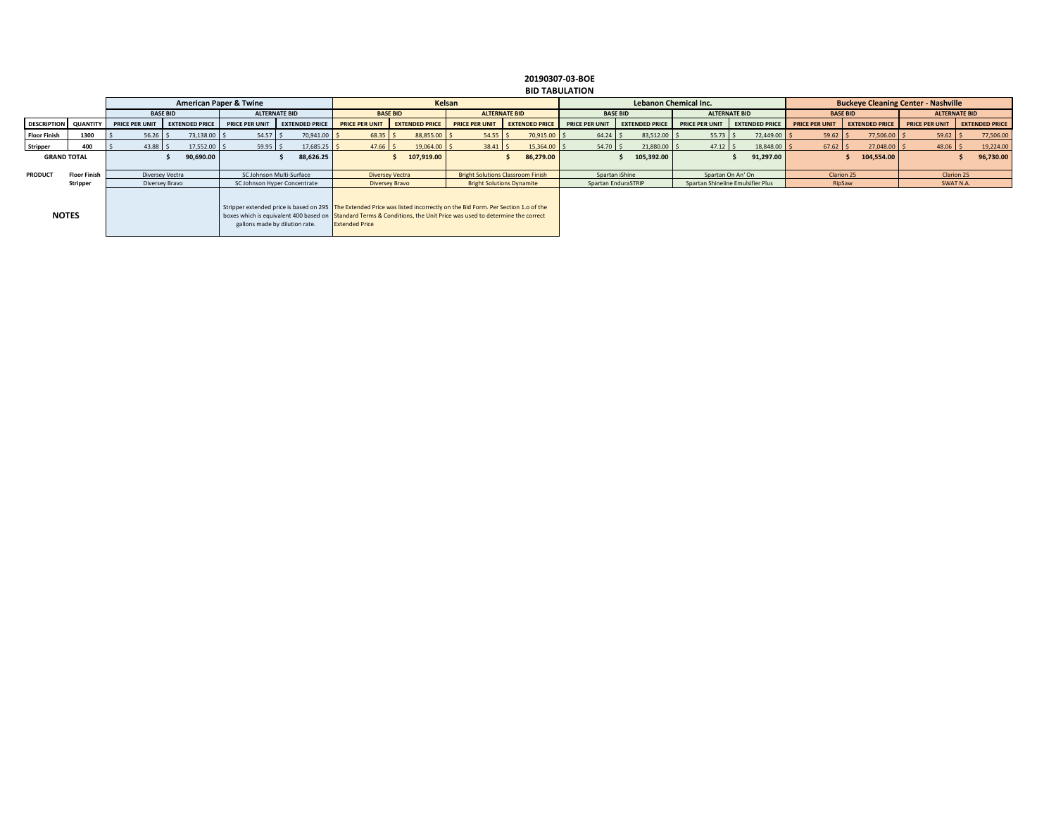**20190307-03-BOE**
**BID TABULATION**

| | | American Paper & Twine | | | | Kelsan | | | | Lebanon Chemical Inc. | | | | Buckeye Cleaning Center - Nashville | | | |
|---|---|---|---|---|---|---|---|---|---|---|---|---|---|---|---|---|---|
| | | BASE BID | | ALTERNATE BID | | BASE BID | | ALTERNATE BID | | BASE BID | | ALTERNATE BID | | BASE BID | | ALTERNATE BID | |
| DESCRIPTION | QUANTITY | PRICE PER UNIT | EXTENDED PRICE | PRICE PER UNIT | EXTENDED PRICE | PRICE PER UNIT | EXTENDED PRICE | PRICE PER UNIT | EXTENDED PRICE | PRICE PER UNIT | EXTENDED PRICE | PRICE PER UNIT | EXTENDED PRICE | PRICE PER UNIT | EXTENDED PRICE | PRICE PER UNIT | EXTENDED PRICE |
| Floor Finish | 1300 | $ 56.26 | $ 73,138.00 | $ 54.57 | $ 70,941.00 | $ 68.35 | $ 88,855.00 | $ 54.55 | $ 70,915.00 | $ 64.24 | $ 83,512.00 | $ 55.73 | $ 72,449.00 | $ 59.62 | $ 77,506.00 | $ 59.62 | $ 77,506.00 |
| Stripper | 400 | $ 43.88 | $ 17,552.00 | $ 59.95 | $ 17,685.25 | $ 47.66 | $ 19,064.00 | $ 38.41 | $ 15,364.00 | $ 54.70 | $ 21,880.00 | $ 47.12 | $ 18,848.00 | $ 67.62 | $ 27,048.00 | $ 48.06 | $ 19,224.00 |
| GRAND TOTAL | | | $ 90,690.00 | | $ 88,626.25 | | $ 107,919.00 | | $ 86,279.00 | | $ 105,392.00 | | $ 91,297.00 | | $ 104,554.00 | | $ 96,730.00 |
| PRODUCT | Floor Finish | Diversey Vectra | | SC Johnson Multi-Surface | | Diversey Vectra | | Bright Solutions Classroom Finish | | Spartan iShine | | Spartan On An' On | | Clarion 25 | | Clarion 25 | |
| | Stripper | Diversey Bravo | | SC Johnson Hyper Concentrate | | Diversey Bravo | | Bright Solutions Dynamite | | Spartan EnduraSTRIP | | Spartan Shineline Emulsifier Plus | | RipSaw | | SWAT N.A. | |
| NOTES | | | | Stripper extended price is based on 295 boxes which is equivalent 400 based on gallons made by dilution rate. | | The Extended Price was listed incorrectly on the Bid Form. Per Section 1.o of the Standard Terms & Conditions, the Unit Price was used to determine the correct Extended Price | | | | | | | | | | | |